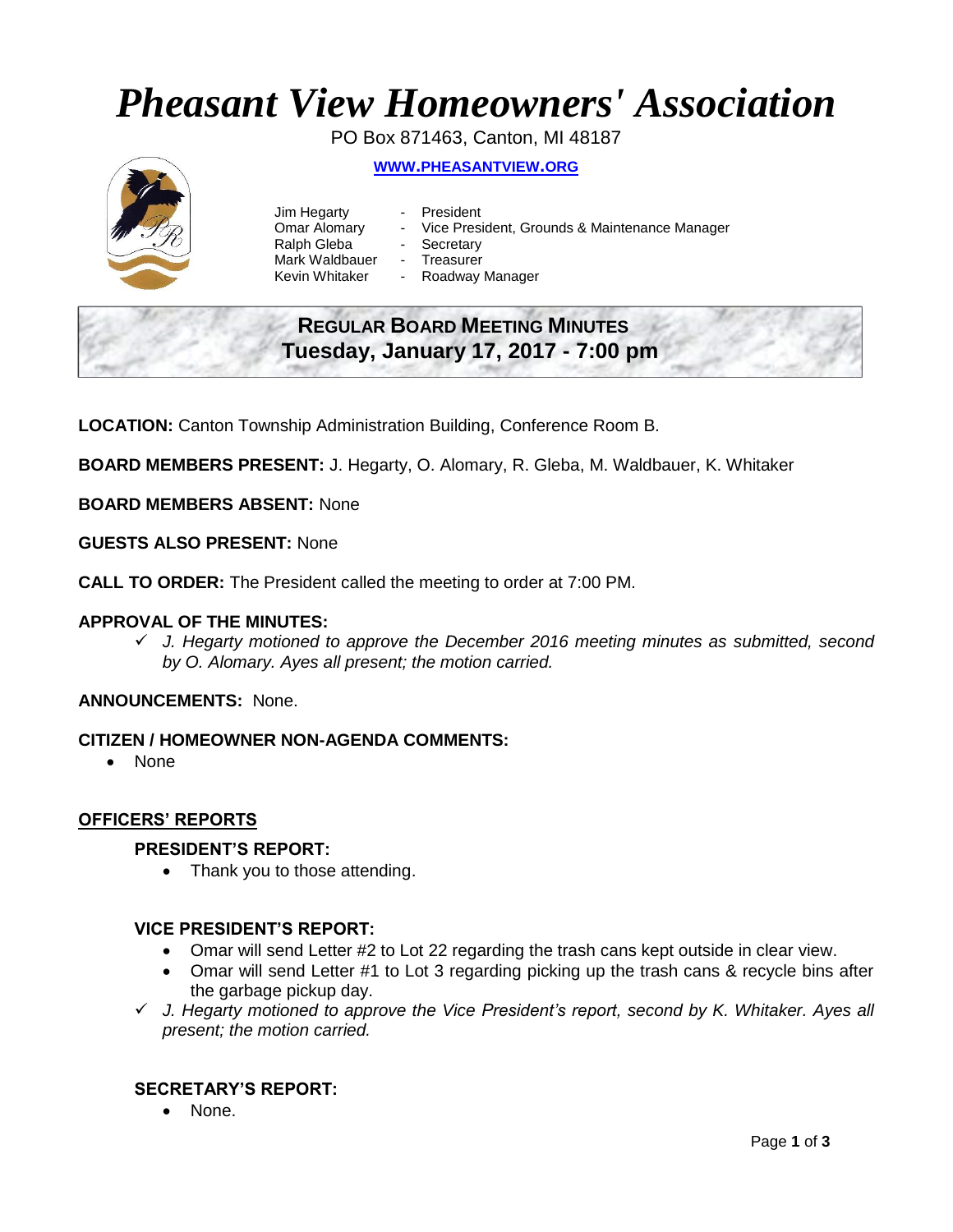# *Pheasant View Homeowners' Association*

PO Box 871463, Canton, MI 48187

**WWW.PHEASANTVIEW.ORG**

Jim Hegarty - President
Omar Alomary - Vice President, Grounds & Maintenance Manager
Ralph Gleba - Secretary
Mark Waldbauer - Treasurer
Kevin Whitaker - Roadway Manager

## REGULAR BOARD MEETING MINUTES
## Tuesday, January 17, 2017 - 7:00 pm

**LOCATION:** Canton Township Administration Building, Conference Room B.

**BOARD MEMBERS PRESENT:** J. Hegarty, O. Alomary, R. Gleba, M. Waldbauer, K. Whitaker

**BOARD MEMBERS ABSENT:** None

**GUESTS ALSO PRESENT:** None

**CALL TO ORDER:** The President called the meeting to order at 7:00 PM.

**APPROVAL OF THE MINUTES:**

✓ *J. Hegarty motioned to approve the December 2016 meeting minutes as submitted, second by O. Alomary. Ayes all present; the motion carried.*

**ANNOUNCEMENTS:** None.

**CITIZEN / HOMEOWNER NON-AGENDA COMMENTS:**

- None

## OFFICERS' REPORTS

### PRESIDENT'S REPORT:

- Thank you to those attending.

### VICE PRESIDENT'S REPORT:

- Omar will send Letter #2 to Lot 22 regarding the trash cans kept outside in clear view.
- Omar will send Letter #1 to Lot 3 regarding picking up the trash cans & recycle bins after the garbage pickup day.

✓ *J. Hegarty motioned to approve the Vice President's report, second by K. Whitaker. Ayes all present; the motion carried.*

### SECRETARY'S REPORT:

- None.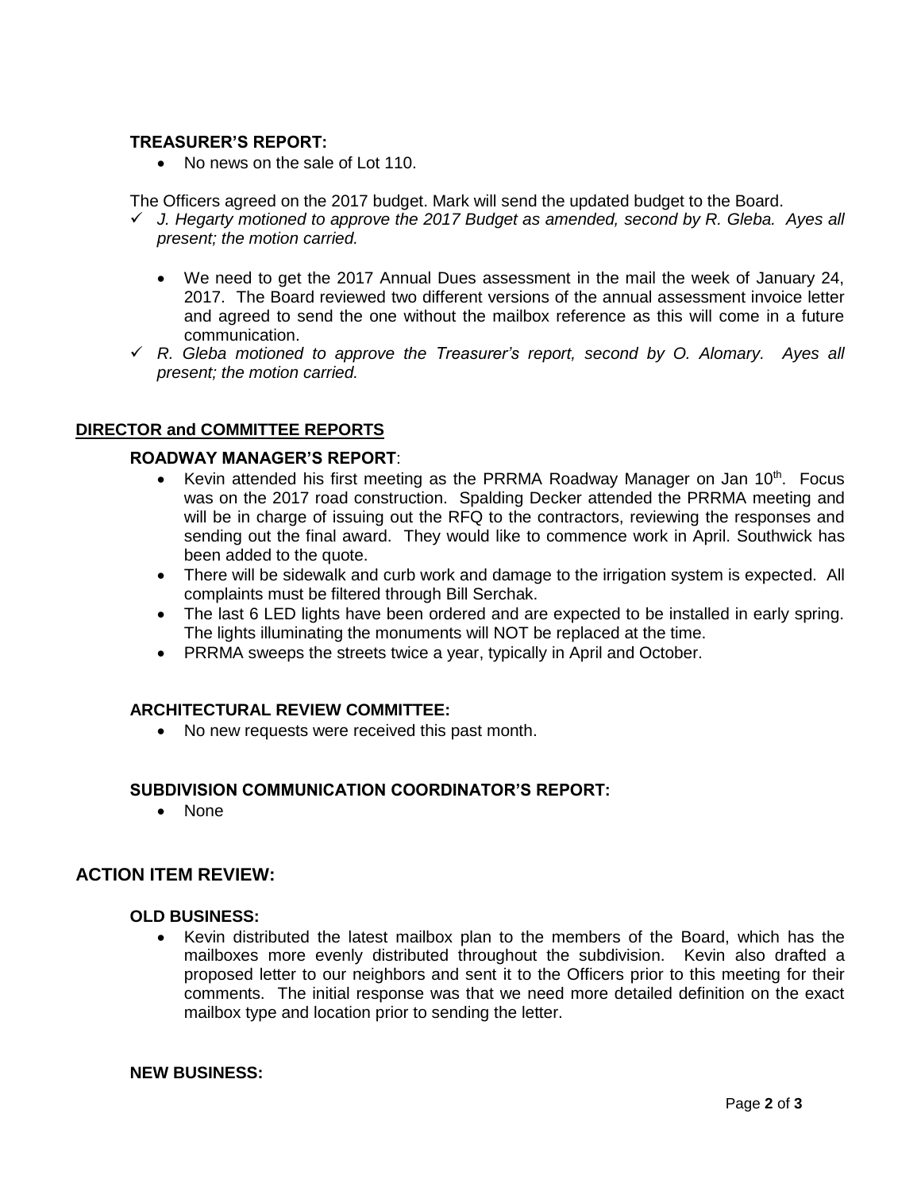### TREASURER'S REPORT:

- No news on the sale of Lot 110.

The Officers agreed on the 2017 budget. Mark will send the updated budget to the Board.

- ✓ *J. Hegarty motioned to approve the 2017 Budget as amended, second by R. Gleba. Ayes all present; the motion carried.*

  - We need to get the 2017 Annual Dues assessment in the mail the week of January 24, 2017. The Board reviewed two different versions of the annual assessment invoice letter and agreed to send the one without the mailbox reference as this will come in a future communication.

- ✓ *R. Gleba motioned to approve the Treasurer's report, second by O. Alomary. Ayes all present; the motion carried.*

## DIRECTOR and COMMITTEE REPORTS

### ROADWAY MANAGER'S REPORT:

- Kevin attended his first meeting as the PRRMA Roadway Manager on Jan 10th. Focus was on the 2017 road construction. Spalding Decker attended the PRRMA meeting and will be in charge of issuing out the RFQ to the contractors, reviewing the responses and sending out the final award. They would like to commence work in April. Southwick has been added to the quote.
- There will be sidewalk and curb work and damage to the irrigation system is expected. All complaints must be filtered through Bill Serchak.
- The last 6 LED lights have been ordered and are expected to be installed in early spring. The lights illuminating the monuments will NOT be replaced at the time.
- PRRMA sweeps the streets twice a year, typically in April and October.

### ARCHITECTURAL REVIEW COMMITTEE:

- No new requests were received this past month.

### SUBDIVISION COMMUNICATION COORDINATOR'S REPORT:

- None

## ACTION ITEM REVIEW:

### OLD BUSINESS:

- Kevin distributed the latest mailbox plan to the members of the Board, which has the mailboxes more evenly distributed throughout the subdivision. Kevin also drafted a proposed letter to our neighbors and sent it to the Officers prior to this meeting for their comments. The initial response was that we need more detailed definition on the exact mailbox type and location prior to sending the letter.

### NEW BUSINESS: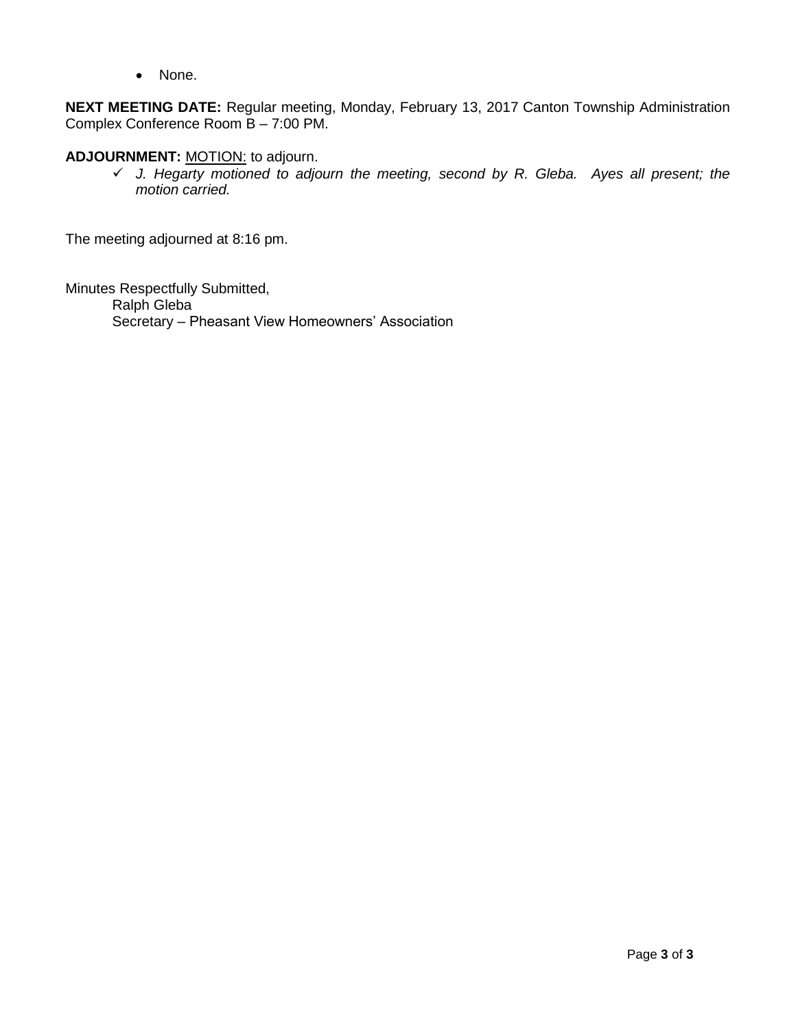- None.

**NEXT MEETING DATE:** Regular meeting, Monday, February 13, 2017 Canton Township Administration Complex Conference Room B – 7:00 PM.

**ADJOURNMENT:** MOTION: to adjourn.

- ✓ *J. Hegarty motioned to adjourn the meeting, second by R. Gleba. Ayes all present; the motion carried.*

The meeting adjourned at 8:16 pm.

Minutes Respectfully Submitted,
Ralph Gleba
Secretary – Pheasant View Homeowners' Association